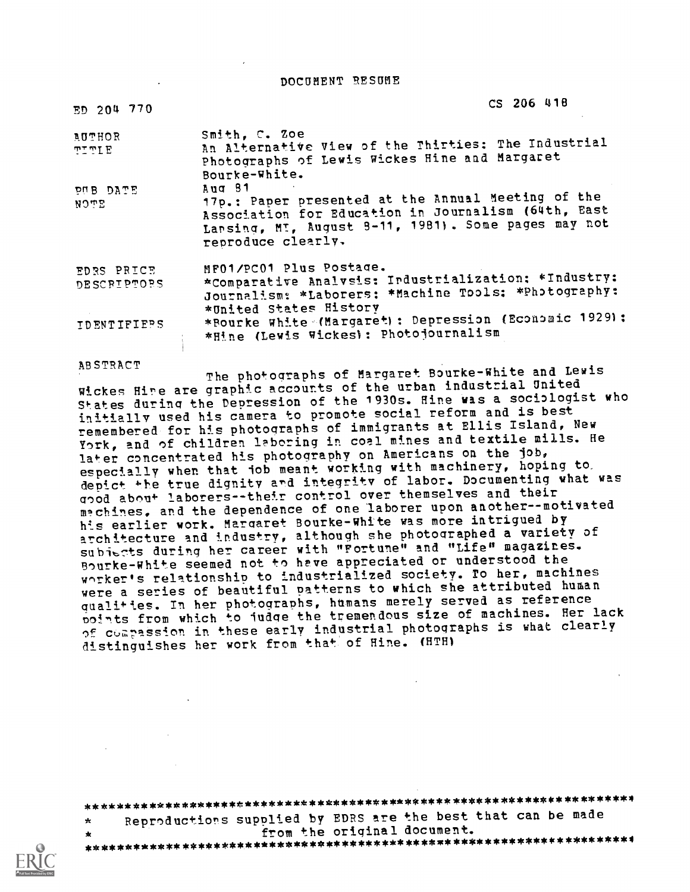DOCUMENT RESUME

| | |
|---|---|
| ED 204 770 | CS 206 418 |
| AUTHOR | Smith, C. Zoe |
| TITLE | An Alternative View of the Thirties: The Industrial Photographs of Lewis Wickes Hine and Margaret Bourke-White. |
| PUB DATE | Aug 81 |
| NOTE | 17p.: Paper presented at the Annual Meeting of the Association for Education in Journalism (64th, East Lansing, MI, August 8-11, 1981). Some pages may not reproduce clearly. |
| EDRS PRICE | MF01/PC01 Plus Postage. |
| DESCRIPTORS | *Comparative Analysis: Industrialization: *Industry: Journalism: *Laborers: *Machine Tools: *Photography: *United States History |
| IDENTIFIERS | *Bourke White (Margaret): Depression (Economic 1929): *Hine (Lewis Wickes): Photojournalism |

ABSTRACT

The photographs of Margaret Bourke-White and Lewis Wickes Hine are graphic accounts of the urban industrial United States during the Depression of the 1930s. Hine was a sociologist who initially used his camera to promote social reform and is best remembered for his photographs of immigrants at Ellis Island, New York, and of children laboring in coal mines and textile mills. He later concentrated his photography on Americans on the job, especially when that job meant working with machinery, hoping to depict the true dignity and integrity of labor. Documenting what was good about laborers--their control over themselves and their machines, and the dependence of one laborer upon another--motivated his earlier work. Margaret Bourke-White was more intrigued by architecture and industry, although she photographed a variety of subjects during her career with "Fortune" and "Life" magazines. Bourke-White seemed not to have appreciated or understood the worker's relationship to industrialized society. To her, machines were a series of beautiful patterns to which she attributed human qualities. In her photographs, humans merely served as reference points from which to judge the tremendous size of machines. Her lack of compassion in these early industrial photographs is what clearly distinguishes her work from that of Hine. (HTH)

***********************************************************************
* Reproductions supplied by EDRS are the best that can be made *
* from the original document. *
***********************************************************************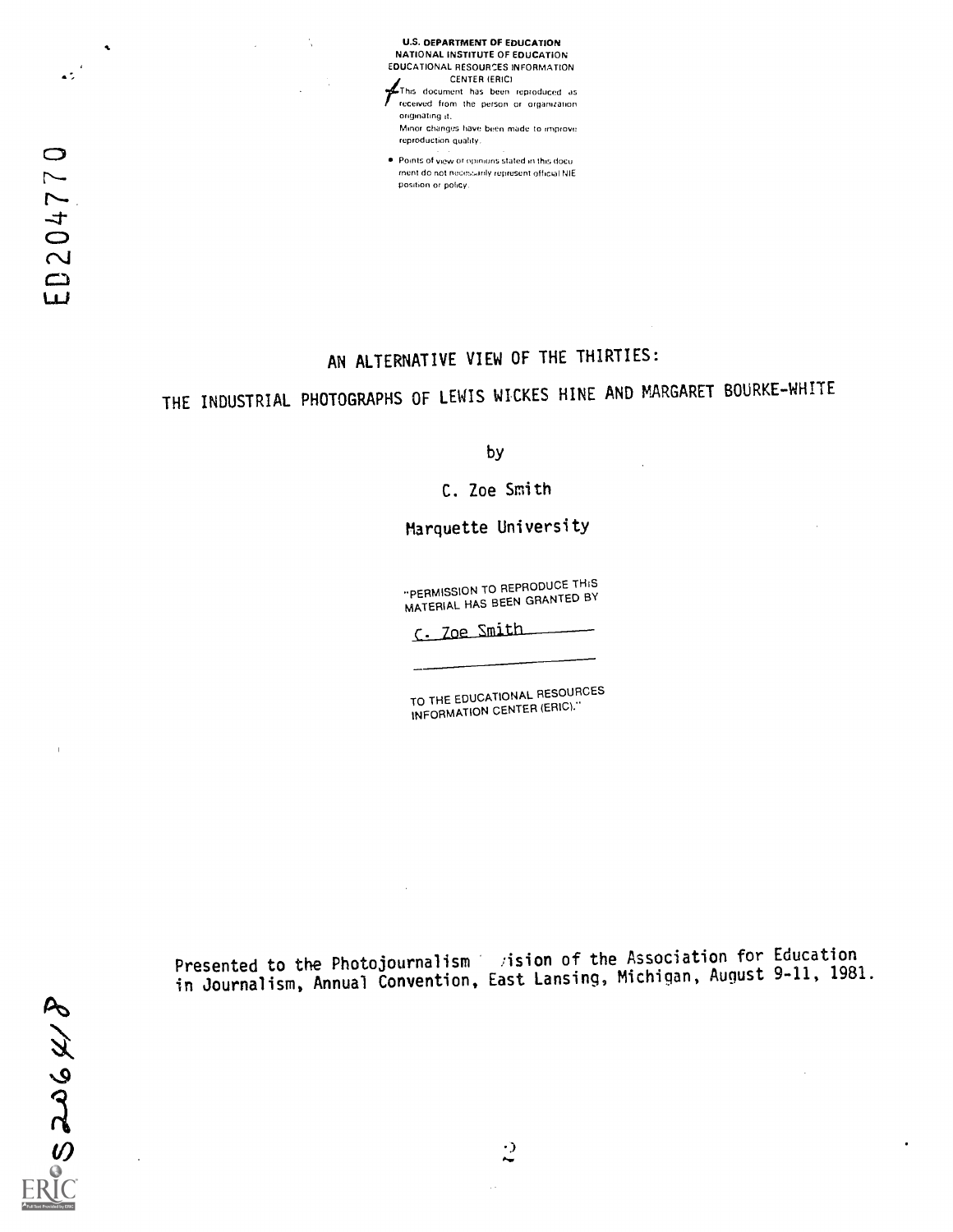U.S. DEPARTMENT OF EDUCATION
NATIONAL INSTITUTE OF EDUCATION
EDUCATIONAL RESOURCES INFORMATION
CENTER (ERIC)

This document has been reproduced as received from the person or organization originating it.

Minor changes have been made to improve reproduction quality.

- Points of view or opinions stated in this document do not necessarily represent official NIE position or policy.

ED204770

# AN ALTERNATIVE VIEW OF THE THIRTIES:

# THE INDUSTRIAL PHOTOGRAPHS OF LEWIS WICKES HINE AND MARGARET BOURKE-WHITE

by

C. Zoe Smith

Marquette University

"PERMISSION TO REPRODUCE THIS MATERIAL HAS BEEN GRANTED BY

C. Zoe Smith

TO THE EDUCATIONAL RESOURCES INFORMATION CENTER (ERIC)."

Presented to the Photojournalism Division of the Association for Education in Journalism, Annual Convention, East Lansing, Michigan, August 9-11, 1981.

S206418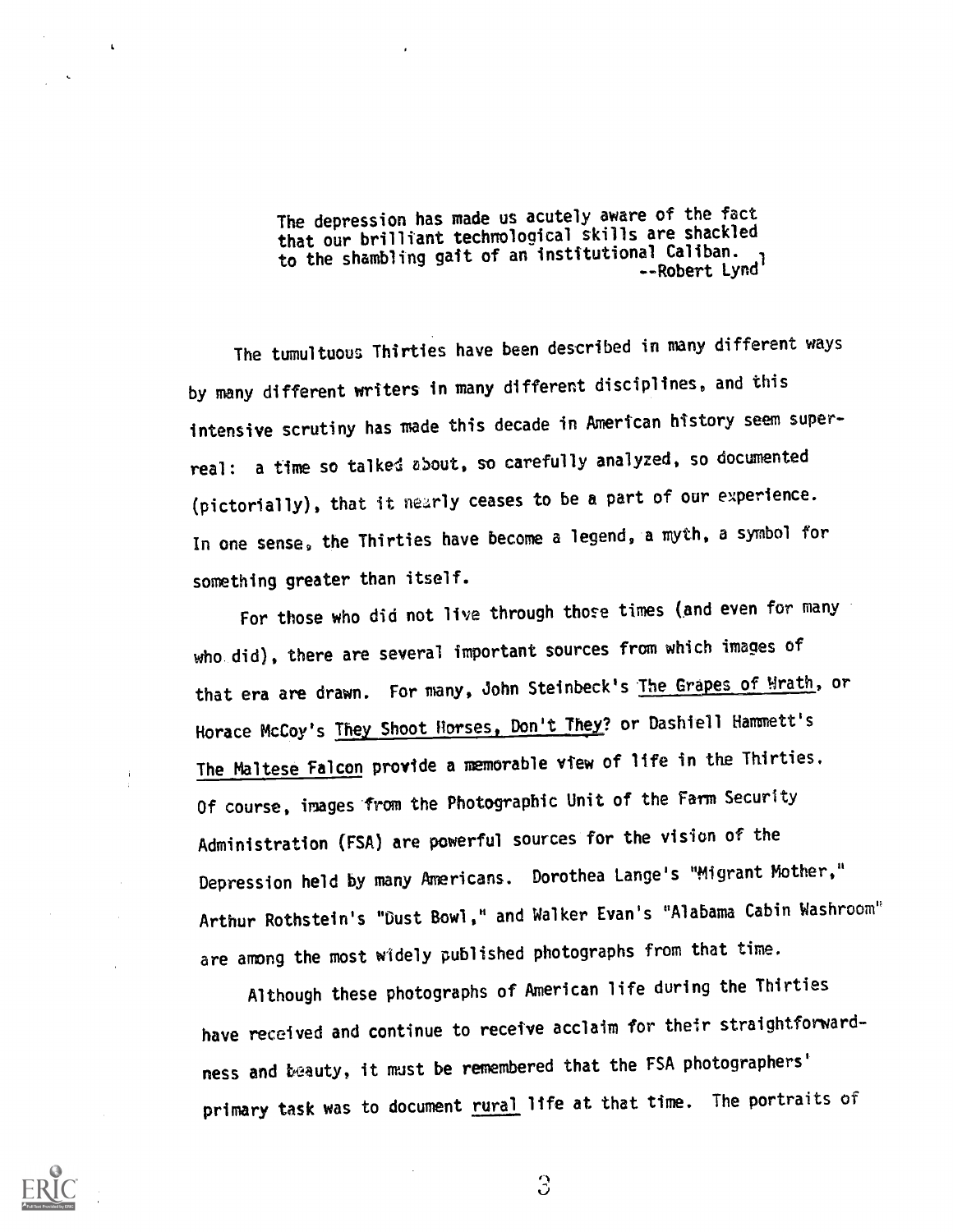> The depression has made us acutely aware of the fact that our brilliant technological skills are shackled to the shambling gait of an institutional Caliban.[1]
> --Robert Lynd

The tumultuous Thirties have been described in many different ways by many different writers in many different disciplines, and this intensive scrutiny has made this decade in American history seem super-real: a time so talked about, so carefully analyzed, so documented (pictorially), that it nearly ceases to be a part of our experience. In one sense, the Thirties have become a legend, a myth, a symbol for something greater than itself.

For those who did not live through those times (and even for many who did), there are several important sources from which images of that era are drawn. For many, John Steinbeck's The Grapes of Wrath, or Horace McCoy's They Shoot Horses, Don't They? or Dashiell Hammett's The Maltese Falcon provide a memorable view of life in the Thirties. Of course, images from the Photographic Unit of the Farm Security Administration (FSA) are powerful sources for the vision of the Depression held by many Americans. Dorothea Lange's "Migrant Mother," Arthur Rothstein's "Dust Bowl," and Walker Evan's "Alabama Cabin Washroom" are among the most widely published photographs from that time.

Although these photographs of American life during the Thirties have received and continue to receive acclaim for their straightforwardness and beauty, it must be remembered that the FSA photographers' primary task was to document rural life at that time. The portraits of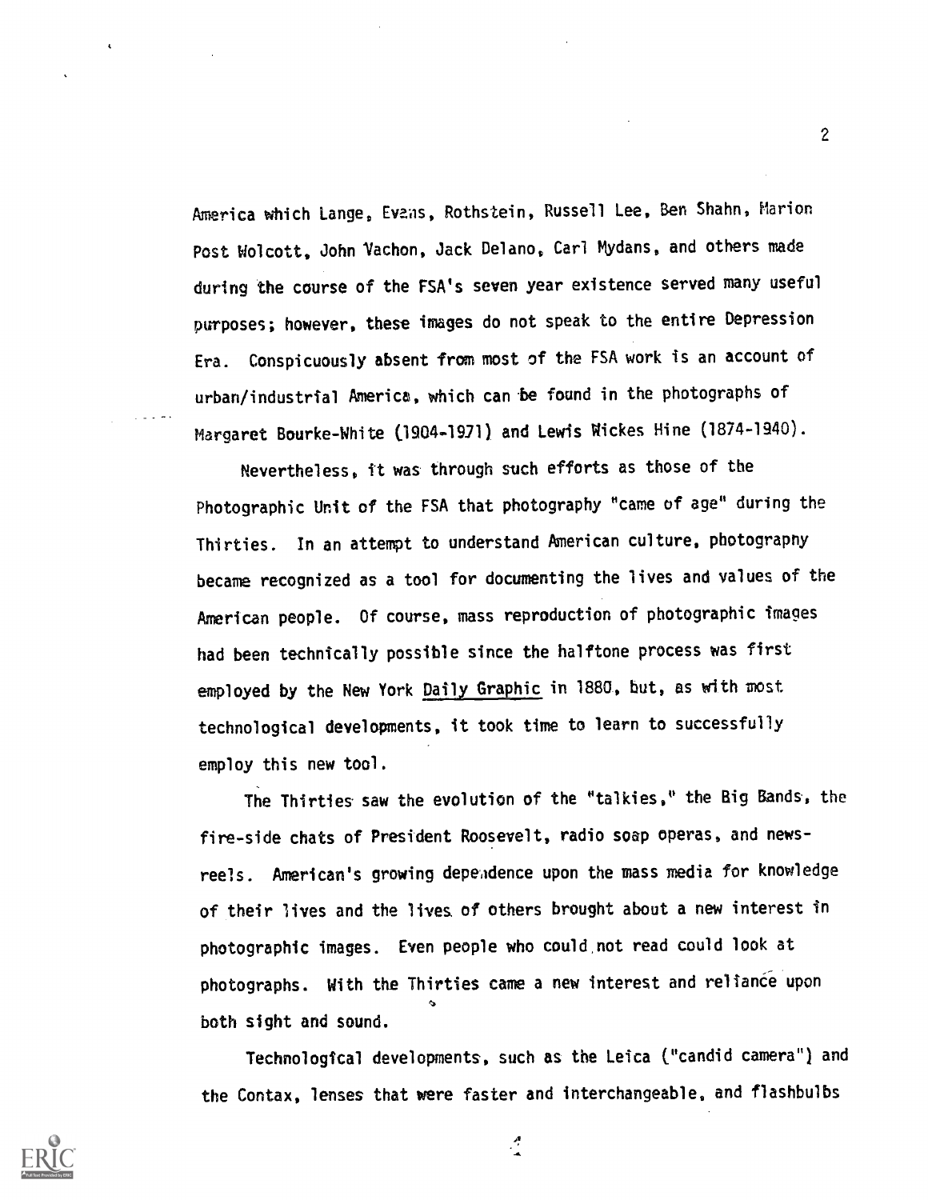America which Lange, Evans, Rothstein, Russell Lee, Ben Shahn, Marion Post Wolcott, John Vachon, Jack Delano, Carl Mydans, and others made during the course of the FSA's seven year existence served many useful purposes; however, these images do not speak to the entire Depression Era. Conspicuously absent from most of the FSA work is an account of urban/industrial America, which can be found in the photographs of Margaret Bourke-White (1904-1971) and Lewis Wickes Hine (1874-1940).

Nevertheless, it was through such efforts as those of the Photographic Unit of the FSA that photography "came of age" during the Thirties. In an attempt to understand American culture, photography became recognized as a tool for documenting the lives and values of the American people. Of course, mass reproduction of photographic images had been technically possible since the halftone process was first employed by the New York Daily Graphic in 1880, but, as with most technological developments, it took time to learn to successfully employ this new tool.

The Thirties saw the evolution of the "talkies," the Big Bands, the fire-side chats of President Roosevelt, radio soap operas, and news-reels. American's growing dependence upon the mass media for knowledge of their lives and the lives of others brought about a new interest in photographic images. Even people who could not read could look at photographs. With the Thirties came a new interest and reliance upon both sight and sound.

Technological developments, such as the Leica ("candid camera") and the Contax, lenses that were faster and interchangeable, and flashbulbs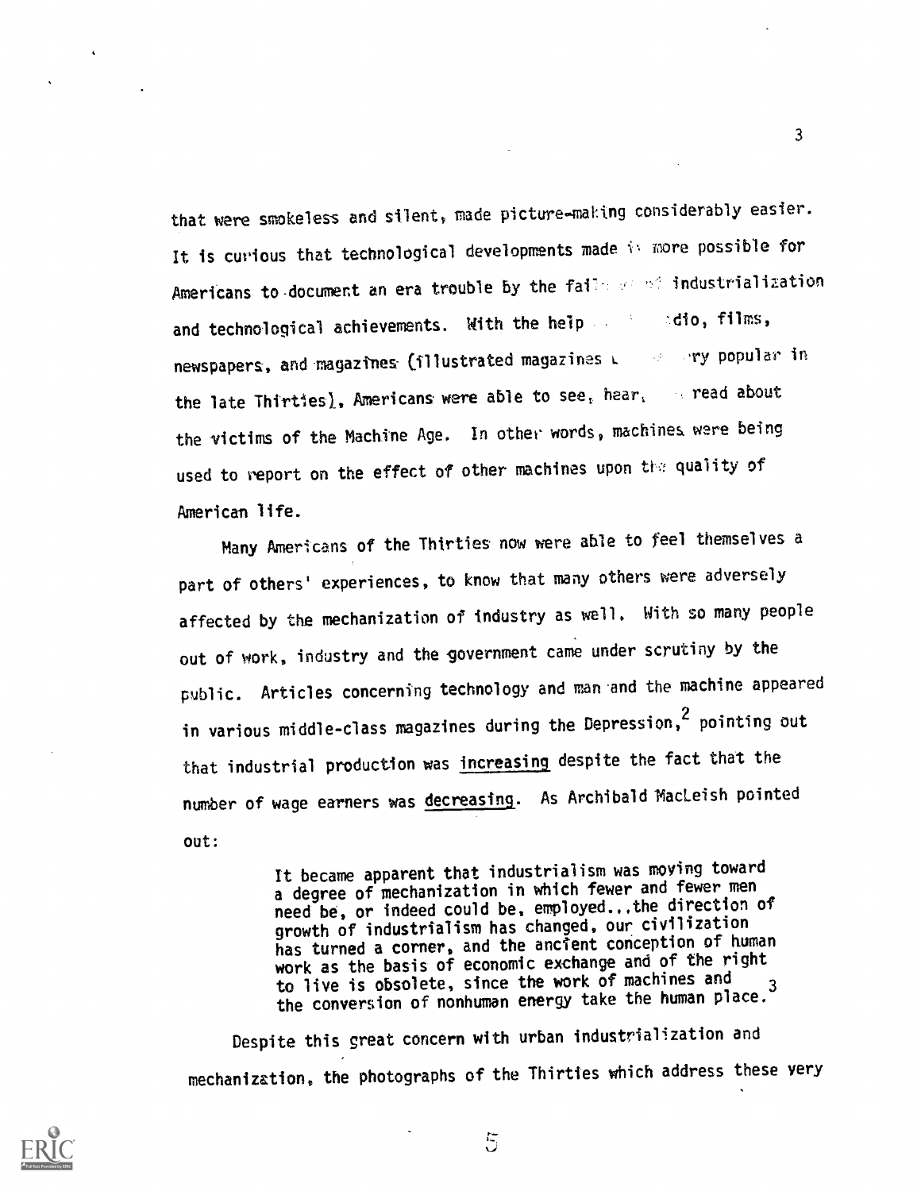that were smokeless and silent, made picture-making considerably easier. It is curious that technological developments made it more possible for Americans to document an era trouble by the fail of industrialization and technological achievements. With the help dio, films, newspapers, and magazines (illustrated magazines ry popular in the late Thirties), Americans were able to see, hear, read about the victims of the Machine Age. In other words, machines were being used to report on the effect of other machines upon the quality of American life.

Many Americans of the Thirties now were able to feel themselves a part of others' experiences, to know that many others were adversely affected by the mechanization of industry as well. With so many people out of work, industry and the government came under scrutiny by the public. Articles concerning technology and man and the machine appeared in various middle-class magazines during the Depression,[2] pointing out that industrial production was increasing despite the fact that the number of wage earners was decreasing. As Archibald MacLeish pointed out:

> It became apparent that industrialism was moving toward a degree of mechanization in which fewer and fewer men need be, or indeed could be, employed...the direction of growth of industrialism has changed, our civilization has turned a corner, and the ancient conception of human work as the basis of economic exchange and of the right to live is obsolete, since the work of machines and the conversion of nonhuman energy take the human place.[3]

Despite this great concern with urban industrialization and mechanization, the photographs of the Thirties which address these very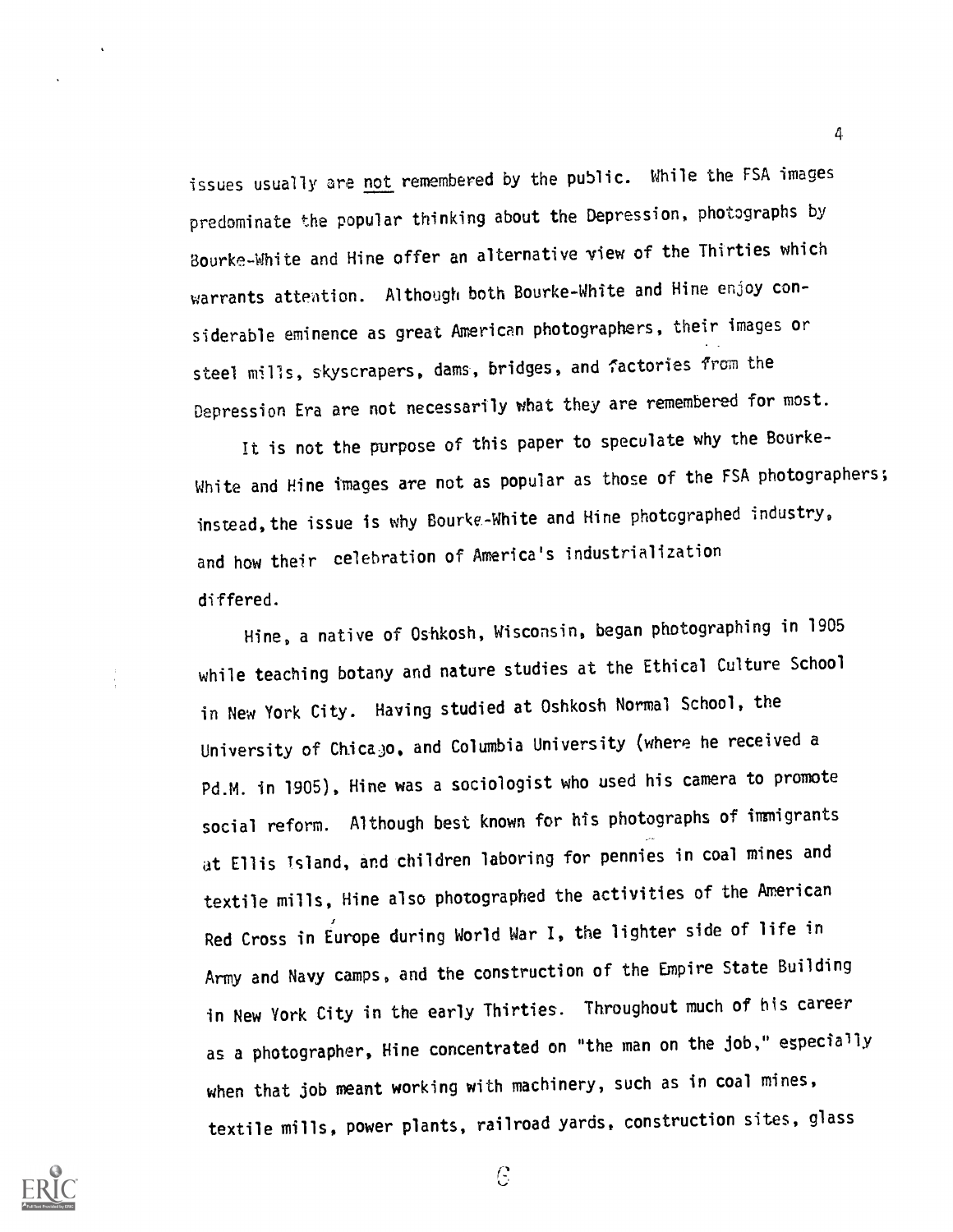issues usually are not remembered by the public. While the FSA images predominate the popular thinking about the Depression, photographs by Bourke-White and Hine offer an alternative view of the Thirties which warrants attention. Although both Bourke-White and Hine enjoy considerable eminence as great American photographers, their images or steel mills, skyscrapers, dams, bridges, and factories from the Depression Era are not necessarily what they are remembered for most.

It is not the purpose of this paper to speculate why the Bourke-White and Hine images are not as popular as those of the FSA photographers; instead, the issue is why Bourke-White and Hine photographed industry, and how their celebration of America's industrialization differed.

Hine, a native of Oshkosh, Wisconsin, began photographing in 1905 while teaching botany and nature studies at the Ethical Culture School in New York City. Having studied at Oshkosh Normal School, the University of Chicago, and Columbia University (where he received a Pd.M. in 1905), Hine was a sociologist who used his camera to promote social reform. Although best known for his photographs of immigrants at Ellis Island, and children laboring for pennies in coal mines and textile mills, Hine also photographed the activities of the American Red Cross in Europe during World War I, the lighter side of life in Army and Navy camps, and the construction of the Empire State Building in New York City in the early Thirties. Throughout much of his career as a photographer, Hine concentrated on "the man on the job," especially when that job meant working with machinery, such as in coal mines, textile mills, power plants, railroad yards, construction sites, glass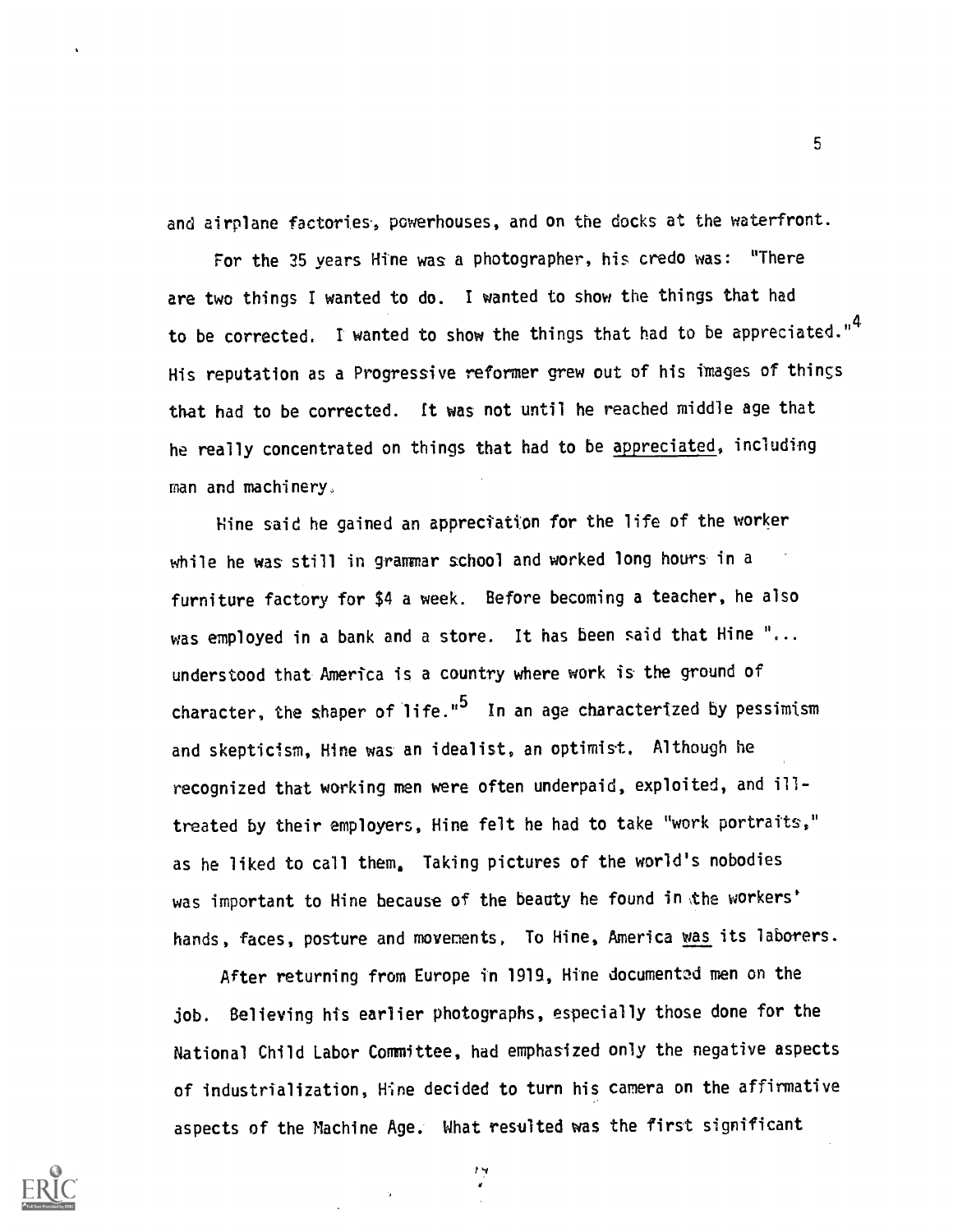and airplane factories, powerhouses, and on the docks at the waterfront.

For the 35 years Hine was a photographer, his credo was: "There are two things I wanted to do. I wanted to show the things that had to be corrected. I wanted to show the things that had to be appreciated."[4] His reputation as a Progressive reformer grew out of his images of things that had to be corrected. It was not until he reached middle age that he really concentrated on things that had to be appreciated, including man and machinery.

Hine said he gained an appreciation for the life of the worker while he was still in grammar school and worked long hours in a furniture factory for $4 a week. Before becoming a teacher, he also was employed in a bank and a store. It has been said that Hine "... understood that America is a country where work is the ground of character, the shaper of life."[5] In an age characterized by pessimism and skepticism, Hine was an idealist, an optimist. Although he recognized that working men were often underpaid, exploited, and ill-treated by their employers, Hine felt he had to take "work portraits," as he liked to call them. Taking pictures of the world's nobodies was important to Hine because of the beauty he found in the workers' hands, faces, posture and movements. To Hine, America was its laborers.

After returning from Europe in 1919, Hine documented men on the job. Believing his earlier photographs, especially those done for the National Child Labor Committee, had emphasized only the negative aspects of industrialization, Hine decided to turn his camera on the affirmative aspects of the Machine Age. What resulted was the first significant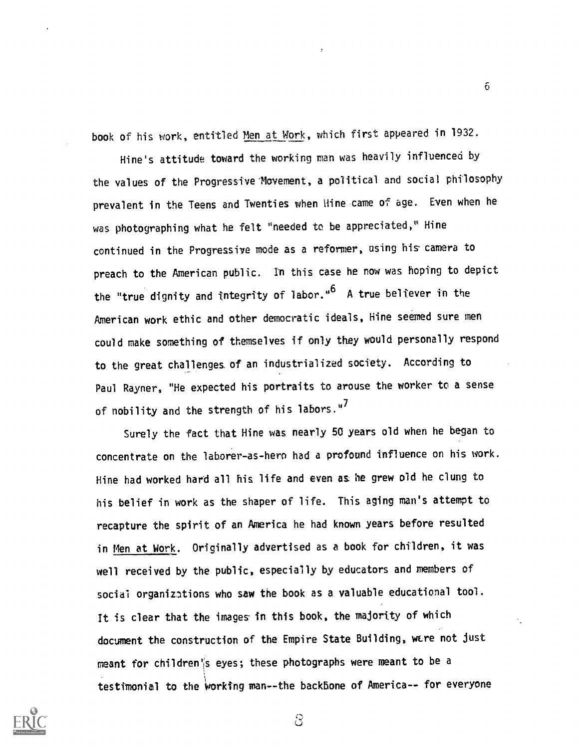book of his work, entitled Men at Work, which first appeared in 1932.

Hine's attitude toward the working man was heavily influenced by the values of the Progressive Movement, a political and social philosophy prevalent in the Teens and Twenties when Hine came of age. Even when he was photographing what he felt "needed to be appreciated," Hine continued in the Progressive mode as a reformer, using his camera to preach to the American public. In this case he now was hoping to depict the "true dignity and integrity of labor."[6] A true believer in the American work ethic and other democratic ideals, Hine seemed sure men could make something of themselves if only they would personally respond to the great challenges of an industrialized society. According to Paul Rayner, "He expected his portraits to arouse the worker to a sense of nobility and the strength of his labors."[7]

Surely the fact that Hine was nearly 50 years old when he began to concentrate on the laborer-as-hero had a profound influence on his work. Hine had worked hard all his life and even as he grew old he clung to his belief in work as the shaper of life. This aging man's attempt to recapture the spirit of an America he had known years before resulted in Men at Work. Originally advertised as a book for children, it was well received by the public, especially by educators and members of social organizations who saw the book as a valuable educational tool. It is clear that the images in this book, the majority of which document the construction of the Empire State Building, were not just meant for children's eyes; these photographs were meant to be a testimonial to the working man--the backbone of America-- for everyone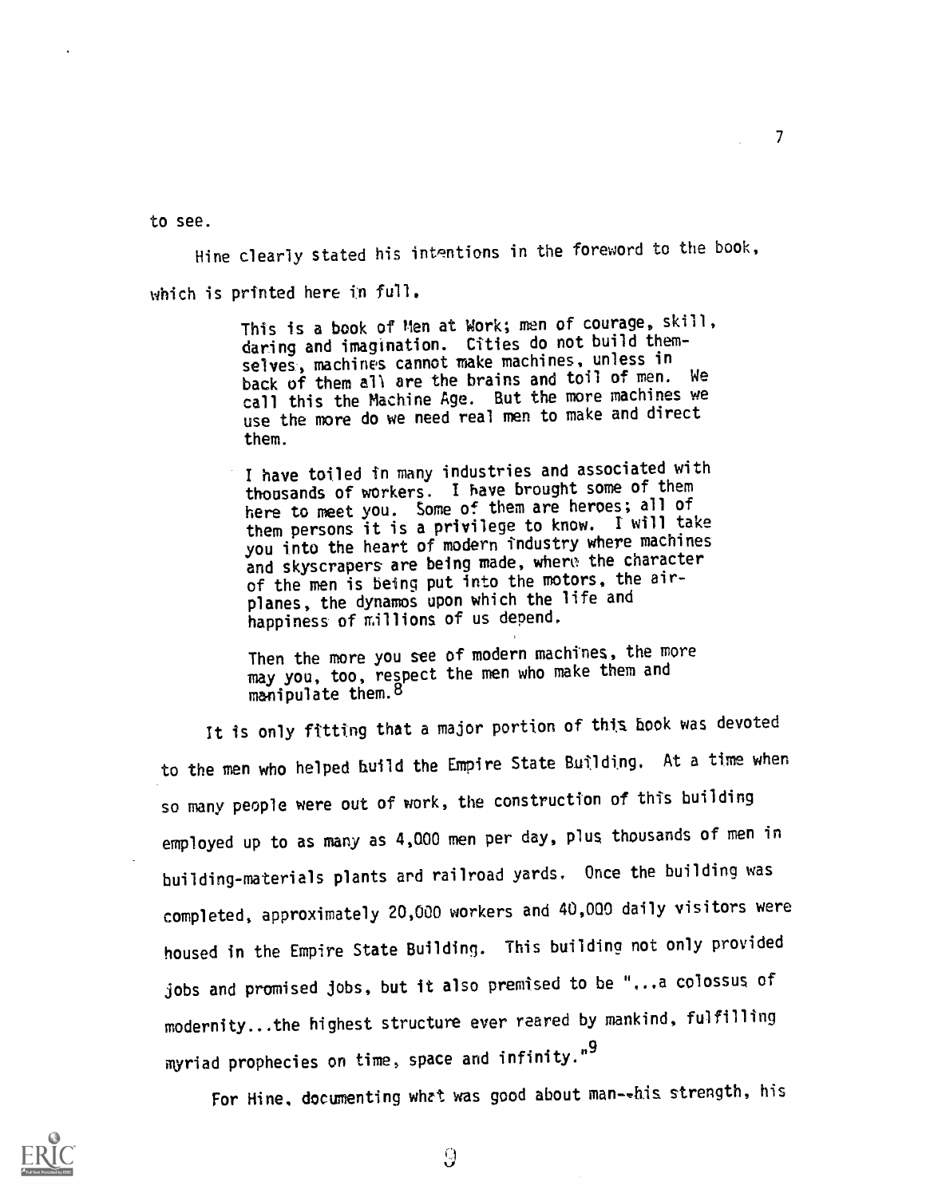to see.

Hine clearly stated his intentions in the foreword to the book, which is printed here in full.

> This is a book of Men at Work; men of courage, skill, daring and imagination. Cities do not build themselves, machines cannot make machines, unless in back of them all are the brains and toil of men. We call this the Machine Age. But the more machines we use the more do we need real men to make and direct them.
>
> I have toiled in many industries and associated with thousands of workers. I have brought some of them here to meet you. Some of them are heroes; all of them persons it is a privilege to know. I will take you into the heart of modern industry where machines and skyscrapers are being made, where the character of the men is being put into the motors, the airplanes, the dynamos upon which the life and happiness of millions of us depend.
>
> Then the more you see of modern machines, the more may you, too, respect the men who make them and manipulate them.[8]

It is only fitting that a major portion of this book was devoted to the men who helped build the Empire State Building. At a time when so many people were out of work, the construction of this building employed up to as many as 4,000 men per day, plus thousands of men in building-materials plants and railroad yards. Once the building was completed, approximately 20,000 workers and 40,000 daily visitors were housed in the Empire State Building. This building not only provided jobs and promised jobs, but it also premised to be "...a colossus of modernity...the highest structure ever reared by mankind, fulfilling myriad prophecies on time, space and infinity."[9]

For Hine, documenting what was good about man--his strength, his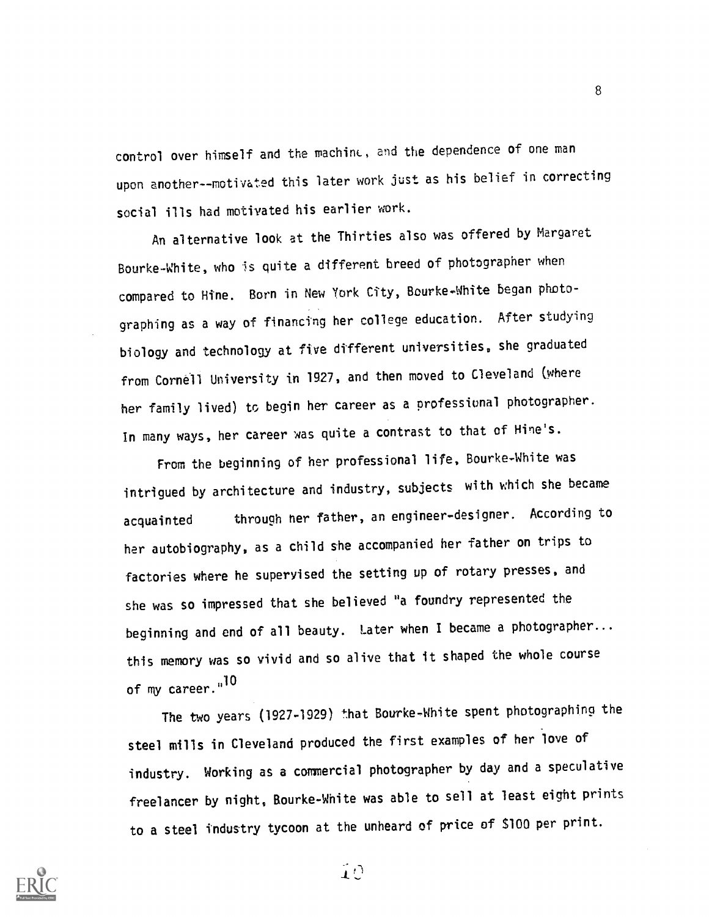control over himself and the machine, and the dependence of one man upon another--motivated this later work just as his belief in correcting social ills had motivated his earlier work.

An alternative look at the Thirties also was offered by Margaret Bourke-White, who is quite a different breed of photographer when compared to Hine. Born in New York City, Bourke-White began photographing as a way of financing her college education. After studying biology and technology at five different universities, she graduated from Cornell University in 1927, and then moved to Cleveland (where her family lived) to begin her career as a professional photographer. In many ways, her career was quite a contrast to that of Hine's.

From the beginning of her professional life, Bourke-White was intrigued by architecture and industry, subjects with which she became acquainted through her father, an engineer-designer. According to her autobiography, as a child she accompanied her father on trips to factories where he supervised the setting up of rotary presses, and she was so impressed that she believed "a foundry represented the beginning and end of all beauty. Later when I became a photographer... this memory was so vivid and so alive that it shaped the whole course of my career."[10]

The two years (1927-1929) that Bourke-White spent photographing the steel mills in Cleveland produced the first examples of her love of industry. Working as a commercial photographer by day and a speculative freelancer by night, Bourke-White was able to sell at least eight prints to a steel industry tycoon at the unheard of price of $100 per print.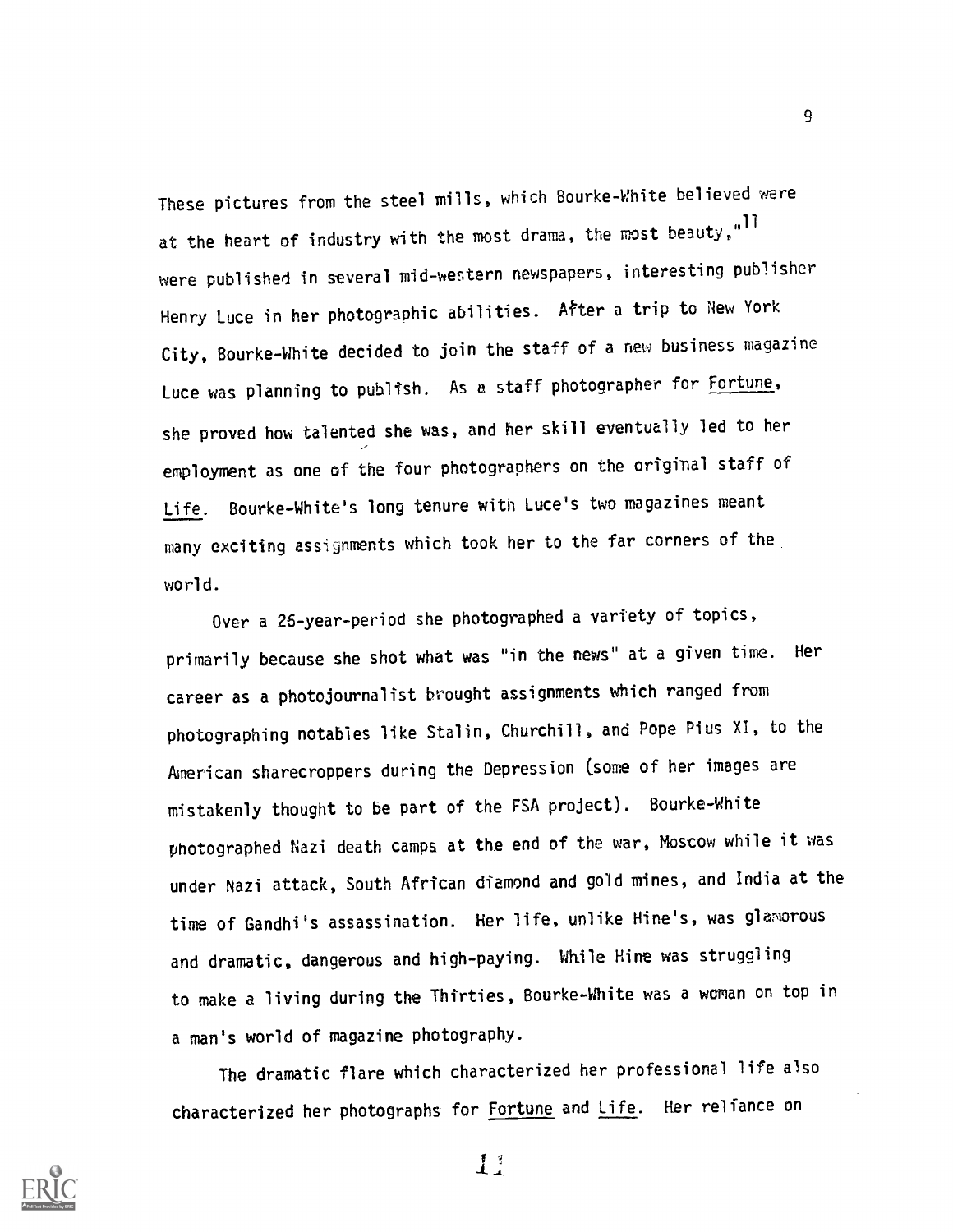These pictures from the steel mills, which Bourke-White believed were at the heart of industry with the most drama, the most beauty,"[11] were published in several mid-western newspapers, interesting publisher Henry Luce in her photographic abilities. After a trip to New York City, Bourke-White decided to join the staff of a new business magazine Luce was planning to publish. As a staff photographer for Fortune, she proved how talented she was, and her skill eventually led to her employment as one of the four photographers on the original staff of Life. Bourke-White's long tenure with Luce's two magazines meant many exciting assignments which took her to the far corners of the world.

Over a 26-year-period she photographed a variety of topics, primarily because she shot what was "in the news" at a given time. Her career as a photojournalist brought assignments which ranged from photographing notables like Stalin, Churchill, and Pope Pius XI, to the American sharecroppers during the Depression (some of her images are mistakenly thought to be part of the FSA project). Bourke-White photographed Nazi death camps at the end of the war, Moscow while it was under Nazi attack, South African diamond and gold mines, and India at the time of Gandhi's assassination. Her life, unlike Hine's, was glamorous and dramatic, dangerous and high-paying. While Hine was struggling to make a living during the Thirties, Bourke-White was a woman on top in a man's world of magazine photography.

The dramatic flare which characterized her professional life also characterized her photographs for Fortune and Life. Her reliance on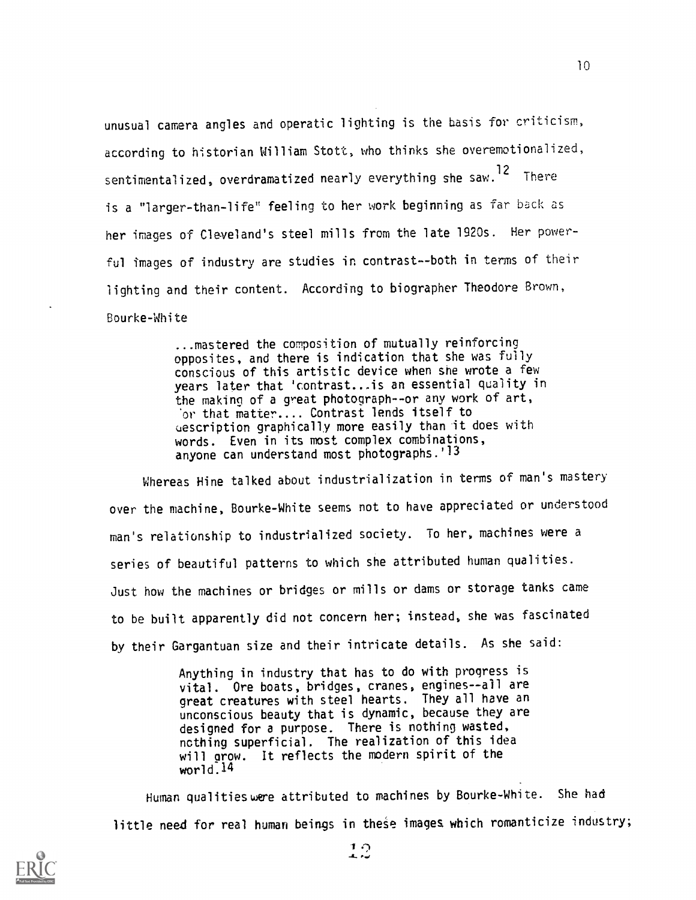unusual camera angles and operatic lighting is the basis for criticism, according to historian William Stott, who thinks she overemotionalized, sentimentalized, overdramatized nearly everything she saw.[12] There is a "larger-than-life" feeling to her work beginning as far back as her images of Cleveland's steel mills from the late 1920s. Her powerful images of industry are studies in contrast--both in terms of their lighting and their content. According to biographer Theodore Brown, Bourke-White

> ...mastered the composition of mutually reinforcing opposites, and there is indication that she was fully conscious of this artistic device when she wrote a few years later that 'contrast...is an essential quality in the making of a great photograph--or any work of art, for that matter.... Contrast lends itself to description graphically more easily than it does with words. Even in its most complex combinations, anyone can understand most photographs.'[13]

Whereas Hine talked about industrialization in terms of man's mastery over the machine, Bourke-White seems not to have appreciated or understood man's relationship to industrialized society. To her, machines were a series of beautiful patterns to which she attributed human qualities. Just how the machines or bridges or mills or dams or storage tanks came to be built apparently did not concern her; instead, she was fascinated by their Gargantuan size and their intricate details. As she said:

> Anything in industry that has to do with progress is vital. Ore boats, bridges, cranes, engines--all are great creatures with steel hearts. They all have an unconscious beauty that is dynamic, because they are designed for a purpose. There is nothing wasted, nothing superficial. The realization of this idea will grow. It reflects the modern spirit of the world.[14]

Human qualities were attributed to machines by Bourke-White. She had little need for real human beings in these images which romanticize industry;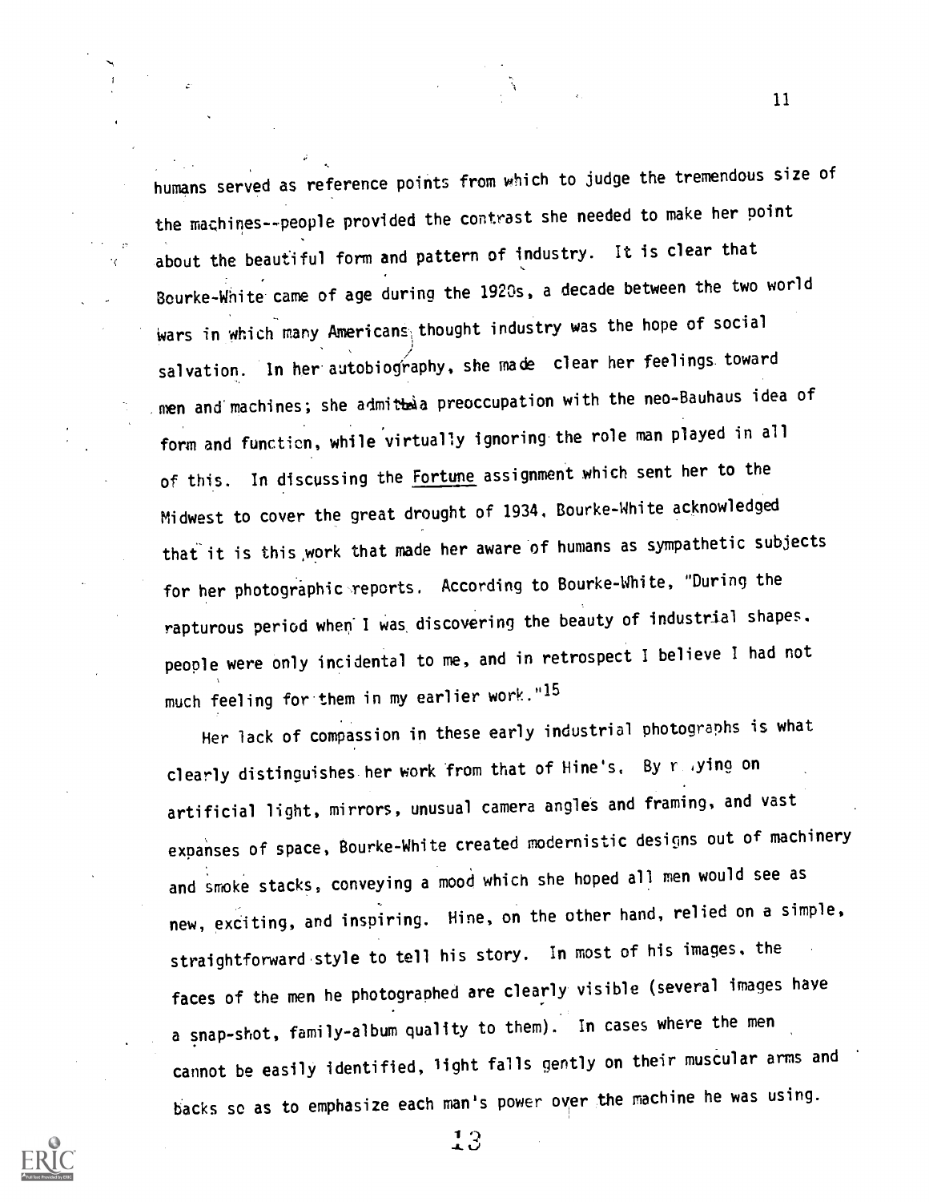humans served as reference points from which to judge the tremendous size of the machines--people provided the contrast she needed to make her point about the beautiful form and pattern of industry. It is clear that Bourke-White came of age during the 1920s, a decade between the two world wars in which many Americans thought industry was the hope of social salvation. In her autobiography, she made clear her feelings toward men and machines; she admits a preoccupation with the neo-Bauhaus idea of form and function, while virtually ignoring the role man played in all of this. In discussing the Fortune assignment which sent her to the Midwest to cover the great drought of 1934, Bourke-White acknowledged that it is this work that made her aware of humans as sympathetic subjects for her photographic reports. According to Bourke-White, "During the rapturous period when I was discovering the beauty of industrial shapes, people were only incidental to me, and in retrospect I believe I had not much feeling for them in my earlier work."[15]

Her lack of compassion in these early industrial photographs is what clearly distinguishes her work from that of Hine's. By relying on artificial light, mirrors, unusual camera angles and framing, and vast expanses of space, Bourke-White created modernistic designs out of machinery and smoke stacks, conveying a mood which she hoped all men would see as new, exciting, and inspiring. Hine, on the other hand, relied on a simple, straightforward style to tell his story. In most of his images, the faces of the men he photographed are clearly visible (several images have a snap-shot, family-album quality to them). In cases where the men cannot be easily identified, light falls gently on their muscular arms and backs so as to emphasize each man's power over the machine he was using.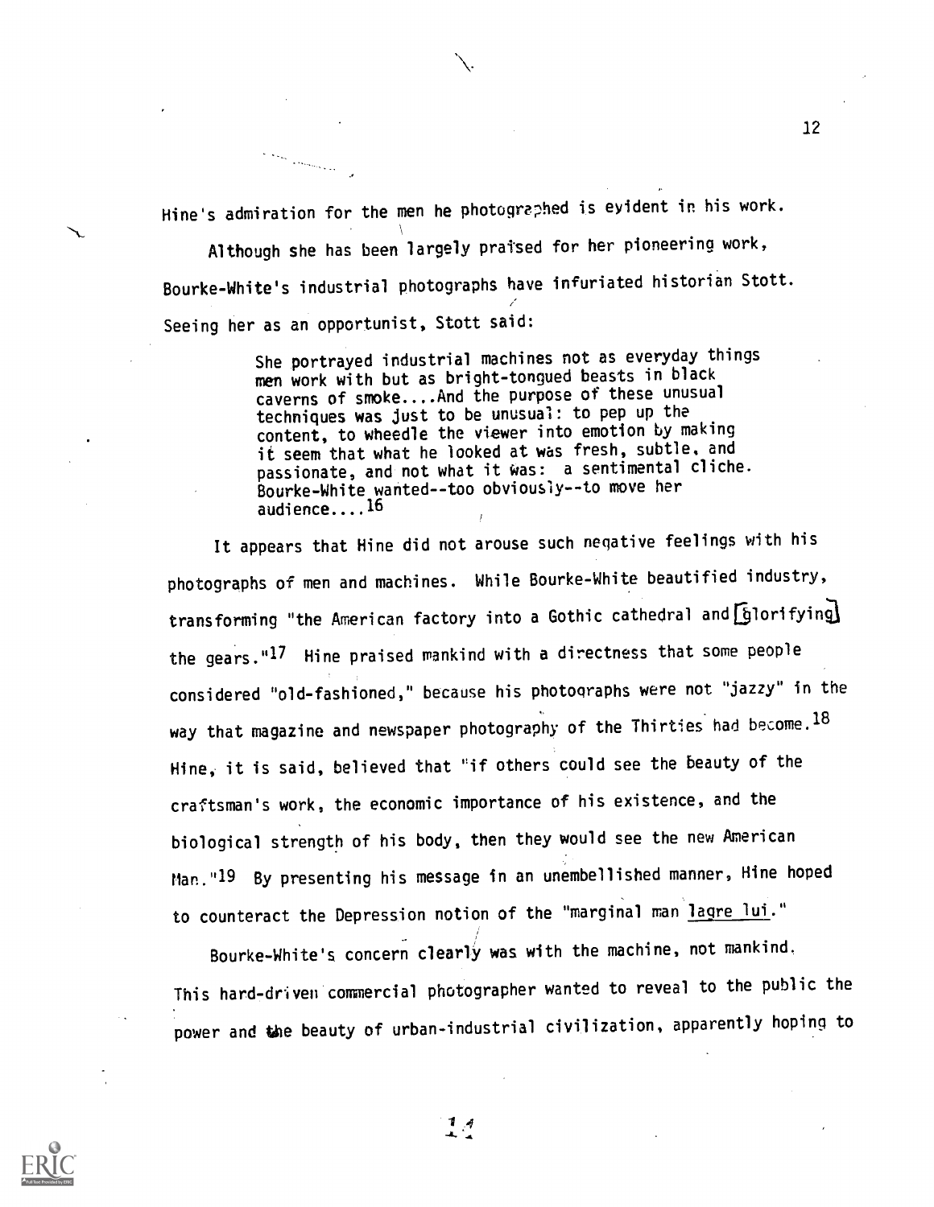Hine's admiration for the men he photographed is evident in his work.

Although she has been largely praised for her pioneering work, Bourke-White's industrial photographs have infuriated historian Stott. Seeing her as an opportunist, Stott said:

> She portrayed industrial machines not as everyday things men work with but as bright-tongued beasts in black caverns of smoke....And the purpose of these unusual techniques was just to be unusual: to pep up the content, to wheedle the viewer into emotion by making it seem that what he looked at was fresh, subtle, and passionate, and not what it was: a sentimental cliche. Bourke-White wanted--too obviously--to move her audience....[16]

It appears that Hine did not arouse such negative feelings with his photographs of men and machines. While Bourke-White beautified industry, transforming "the American factory into a Gothic cathedral and [glorifying] the gears."[17] Hine praised mankind with a directness that some people considered "old-fashioned," because his photographs were not "jazzy" in the way that magazine and newspaper photography of the Thirties had become.[18] Hine, it is said, believed that "if others could see the beauty of the craftsman's work, the economic importance of his existence, and the biological strength of his body, then they would see the new American Man."[19] By presenting his message in an unembellished manner, Hine hoped to counteract the Depression notion of the "marginal man lagre lui."

Bourke-White's concern clearly was with the machine, not mankind. This hard-driven commercial photographer wanted to reveal to the public the power and the beauty of urban-industrial civilization, apparently hoping to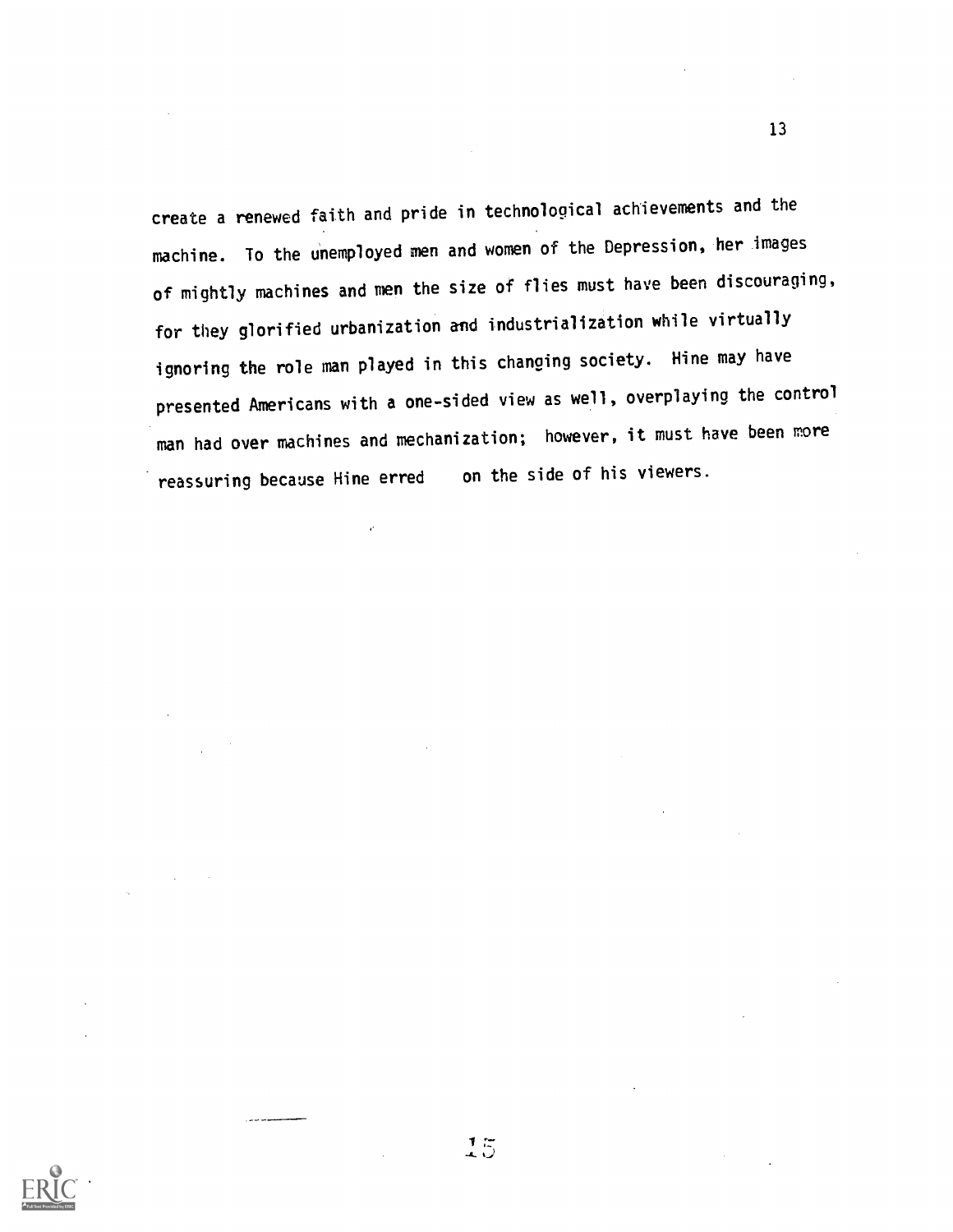create a renewed faith and pride in technological achievements and the machine. To the unemployed men and women of the Depression, her images of mightly machines and men the size of flies must have been discouraging, for they glorified urbanization and industrialization while virtually ignoring the role man played in this changing society. Hine may have presented Americans with a one-sided view as well, overplaying the control man had over machines and mechanization; however, it must have been more reassuring because Hine erred on the side of his viewers.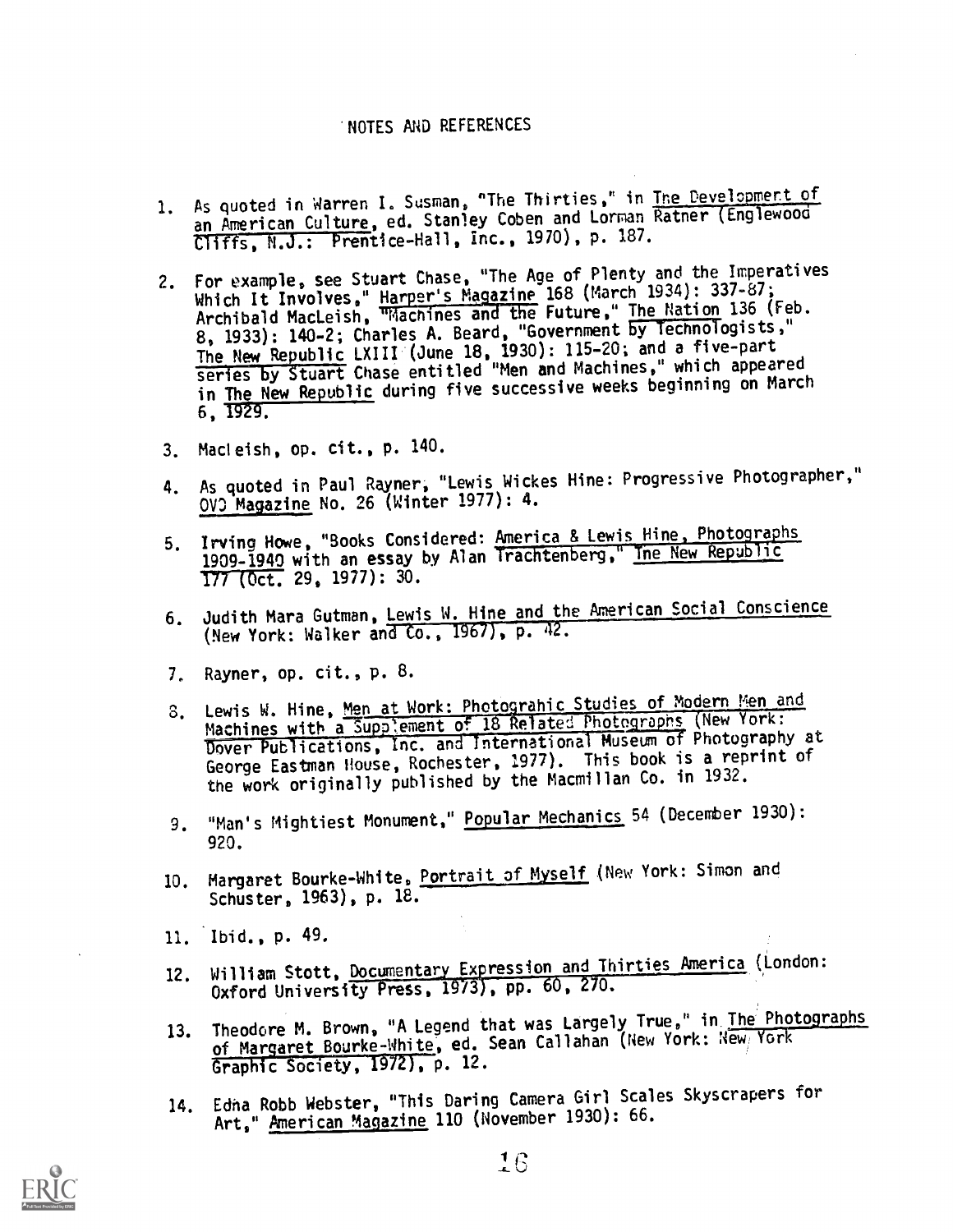# NOTES AND REFERENCES

1. As quoted in Warren I. Susman, "The Thirties," in The Development of an American Culture, ed. Stanley Coben and Lorman Ratner (Englewood Cliffs, N.J.: Prentice-Hall, Inc., 1970), p. 187.

2. For example, see Stuart Chase, "The Age of Plenty and the Imperatives Which It Involves," Harper's Magazine 168 (March 1934): 337-87; Archibald MacLeish, "Machines and the Future," The Nation 136 (Feb. 8, 1933): 140-2; Charles A. Beard, "Government by Technologists," The New Republic LXIII (June 18, 1930): 115-20; and a five-part series by Stuart Chase entitled "Men and Machines," which appeared in The New Republic during five successive weeks beginning on March 6, 1929.

3. MacLeish, op. cit., p. 140.

4. As quoted in Paul Rayner, "Lewis Wickes Hine: Progressive Photographer," OVO Magazine No. 26 (Winter 1977): 4.

5. Irving Howe, "Books Considered: America & Lewis Hine, Photographs 1909-1940 with an essay by Alan Trachtenberg," The New Republic 177 (Oct. 29, 1977): 30.

6. Judith Mara Gutman, Lewis W. Hine and the American Social Conscience (New York: Walker and Co., 1967), p. 42.

7. Rayner, op. cit., p. 8.

8. Lewis W. Hine, Men at Work: Photograhic Studies of Modern Men and Machines with a Supplement of 18 Related Photographs (New York: Dover Publications, Inc. and International Museum of Photography at George Eastman House, Rochester, 1977). This book is a reprint of the work originally published by the Macmillan Co. in 1932.

9. "Man's Mightiest Monument," Popular Mechanics 54 (December 1930): 920.

10. Margaret Bourke-White, Portrait of Myself (New York: Simon and Schuster, 1963), p. 18.

11. Ibid., p. 49.

12. William Stott, Documentary Expression and Thirties America (London: Oxford University Press, 1973), pp. 60, 270.

13. Theodore M. Brown, "A Legend that was Largely True," in The Photographs of Margaret Bourke-White, ed. Sean Callahan (New York: New York Graphic Society, 1972), p. 12.

14. Edna Robb Webster, "This Daring Camera Girl Scales Skyscrapers for Art," American Magazine 110 (November 1930): 66.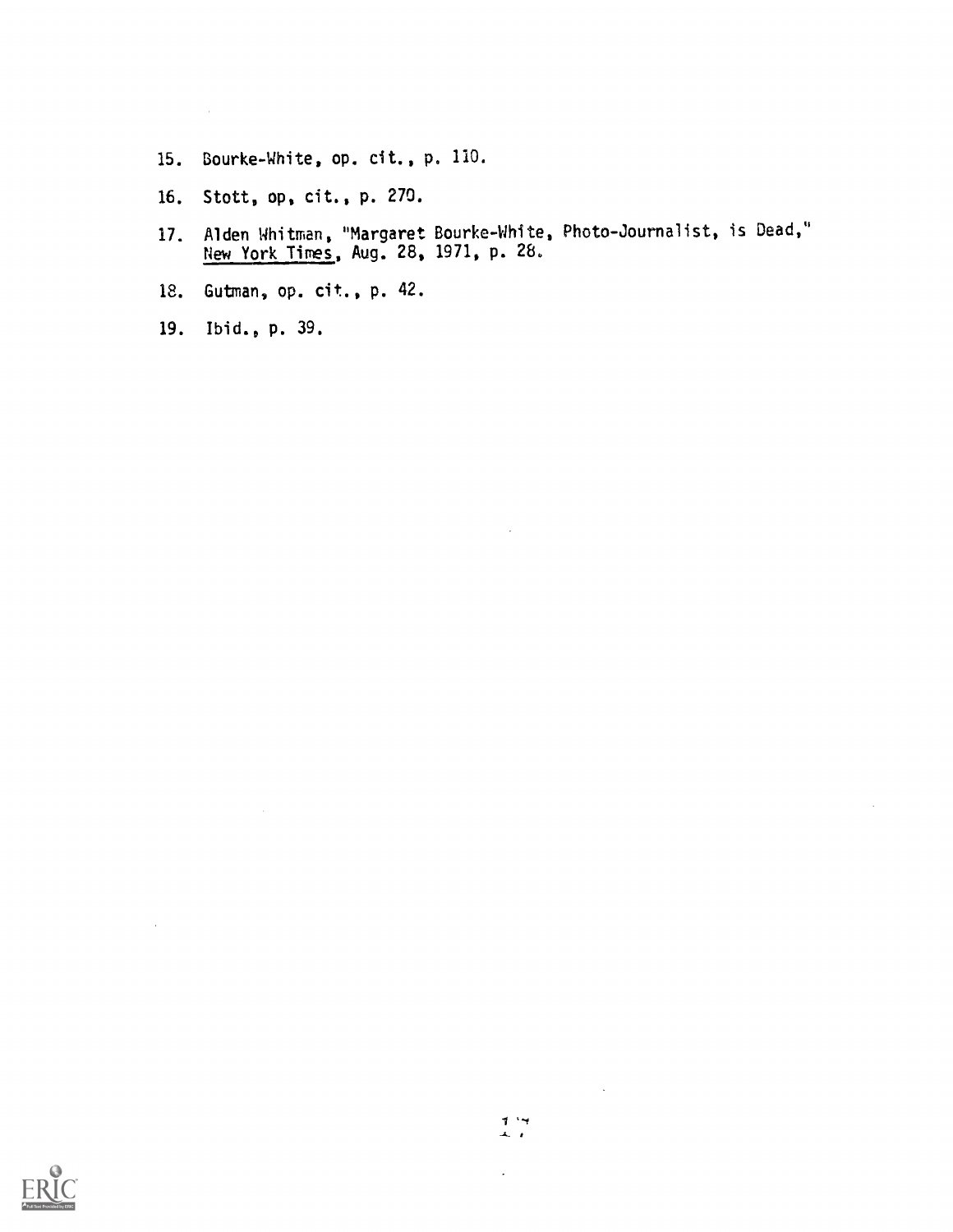15. Bourke-White, op. cit., p. 110.

16. Stott, op, cit., p. 270.

17. Alden Whitman, "Margaret Bourke-White, Photo-Journalist, is Dead," New York Times, Aug. 28, 1971, p. 28.

18. Gutman, op. cit., p. 42.

19. Ibid., p. 39.